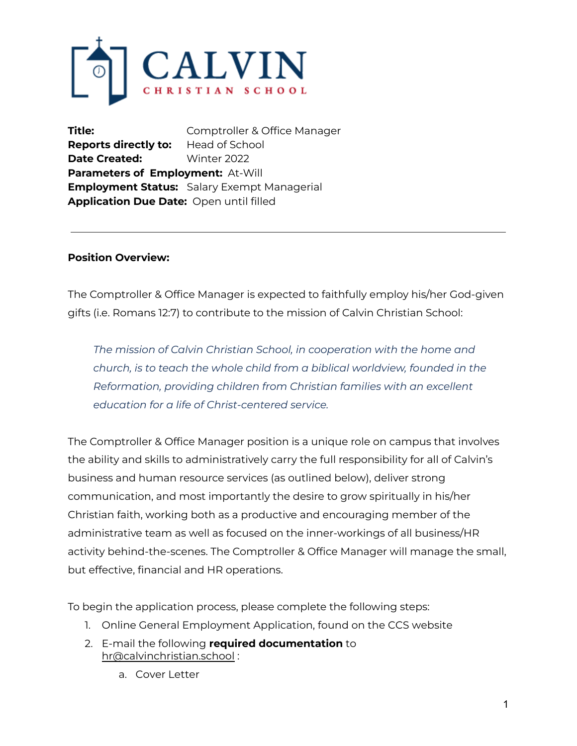CALVIN CHRISTIAN SCHOOL

**Title:** Comptroller & Office Manager
**Reports directly to:** Head of School
**Date Created:** Winter 2022
**Parameters of Employment:** At-Will
**Employment Status:** Salary Exempt Managerial
**Application Due Date:** Open until filled

---

**Position Overview:**

The Comptroller & Office Manager is expected to faithfully employ his/her God-given gifts (i.e. Romans 12:7) to contribute to the mission of Calvin Christian School:

> *The mission of Calvin Christian School, in cooperation with the home and church, is to teach the whole child from a biblical worldview, founded in the Reformation, providing children from Christian families with an excellent education for a life of Christ-centered service.*

The Comptroller & Office Manager position is a unique role on campus that involves the ability and skills to administratively carry the full responsibility for all of Calvin's business and human resource services (as outlined below), deliver strong communication, and most importantly the desire to grow spiritually in his/her Christian faith, working both as a productive and encouraging member of the administrative team as well as focused on the inner-workings of all business/HR activity behind-the-scenes. The Comptroller & Office Manager will manage the small, but effective, financial and HR operations.

To begin the application process, please complete the following steps:

1. Online General Employment Application, found on the CCS website
2. E-mail the following **required documentation** to hr@calvinchristian.school :
   a. Cover Letter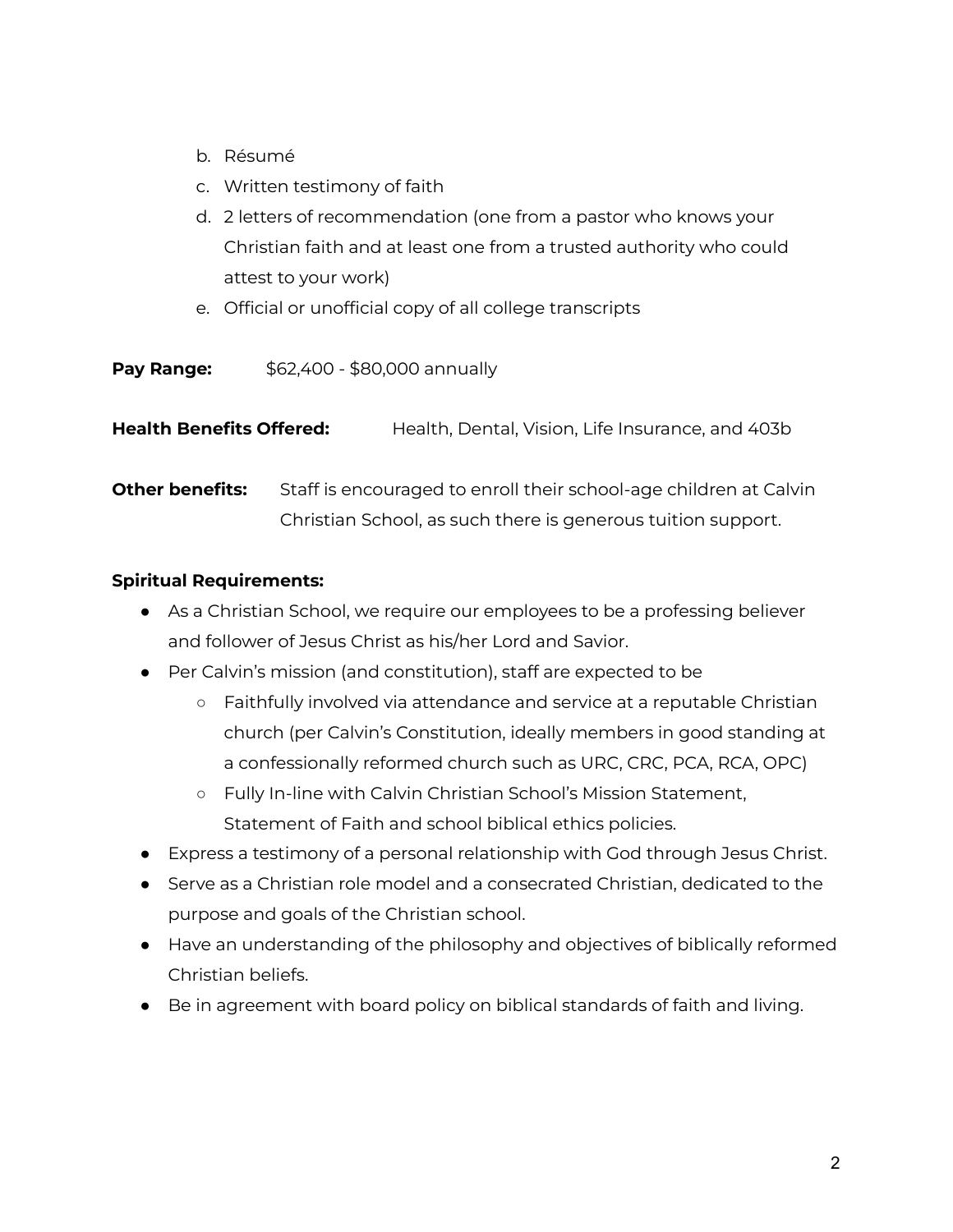b. Résumé
c. Written testimony of faith
d. 2 letters of recommendation (one from a pastor who knows your Christian faith and at least one from a trusted authority who could attest to your work)
e. Official or unofficial copy of all college transcripts

**Pay Range:** $62,400 - $80,000 annually

**Health Benefits Offered:** Health, Dental, Vision, Life Insurance, and 403b

**Other benefits:** Staff is encouraged to enroll their school-age children at Calvin Christian School, as such there is generous tuition support.

**Spiritual Requirements:**

- As a Christian School, we require our employees to be a professing believer and follower of Jesus Christ as his/her Lord and Savior.
- Per Calvin's mission (and constitution), staff are expected to be
    - Faithfully involved via attendance and service at a reputable Christian church (per Calvin's Constitution, ideally members in good standing at a confessionally reformed church such as URC, CRC, PCA, RCA, OPC)
    - Fully In-line with Calvin Christian School's Mission Statement, Statement of Faith and school biblical ethics policies.
- Express a testimony of a personal relationship with God through Jesus Christ.
- Serve as a Christian role model and a consecrated Christian, dedicated to the purpose and goals of the Christian school.
- Have an understanding of the philosophy and objectives of biblically reformed Christian beliefs.
- Be in agreement with board policy on biblical standards of faith and living.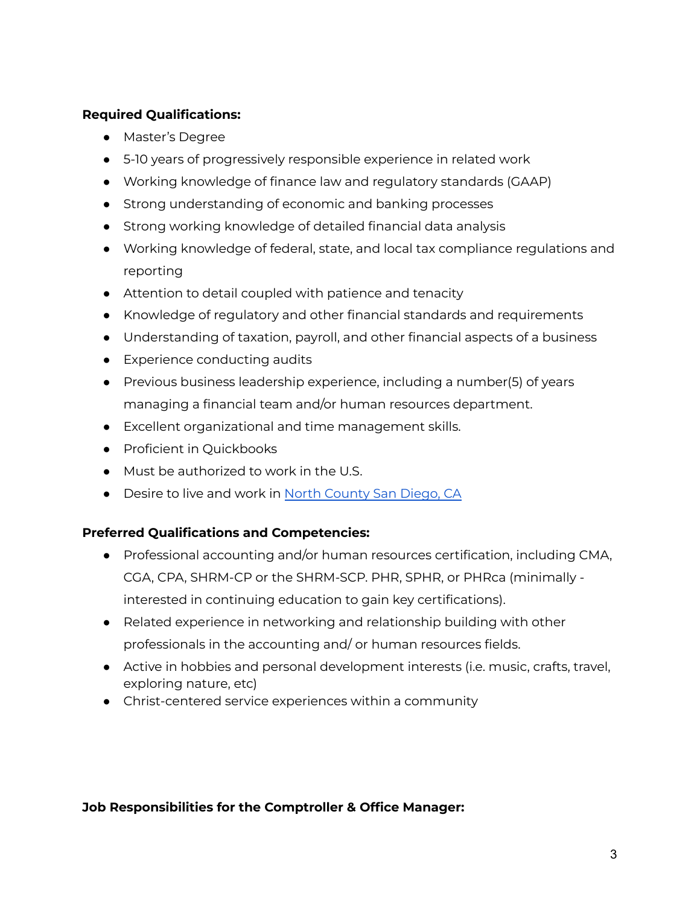**Required Qualifications:**

- Master's Degree
- 5-10 years of progressively responsible experience in related work
- Working knowledge of finance law and regulatory standards (GAAP)
- Strong understanding of economic and banking processes
- Strong working knowledge of detailed financial data analysis
- Working knowledge of federal, state, and local tax compliance regulations and reporting
- Attention to detail coupled with patience and tenacity
- Knowledge of regulatory and other financial standards and requirements
- Understanding of taxation, payroll, and other financial aspects of a business
- Experience conducting audits
- Previous business leadership experience, including a number(5) of years managing a financial team and/or human resources department.
- Excellent organizational and time management skills.
- Proficient in Quickbooks
- Must be authorized to work in the U.S.
- Desire to live and work in North County San Diego, CA

**Preferred Qualifications and Competencies:**

- Professional accounting and/or human resources certification, including CMA, CGA, CPA, SHRM-CP or the SHRM-SCP. PHR, SPHR, or PHRca (minimally - interested in continuing education to gain key certifications).
- Related experience in networking and relationship building with other professionals in the accounting and/ or human resources fields.
- Active in hobbies and personal development interests (i.e. music, crafts, travel, exploring nature, etc)
- Christ-centered service experiences within a community

**Job Responsibilities for the Comptroller & Office Manager:**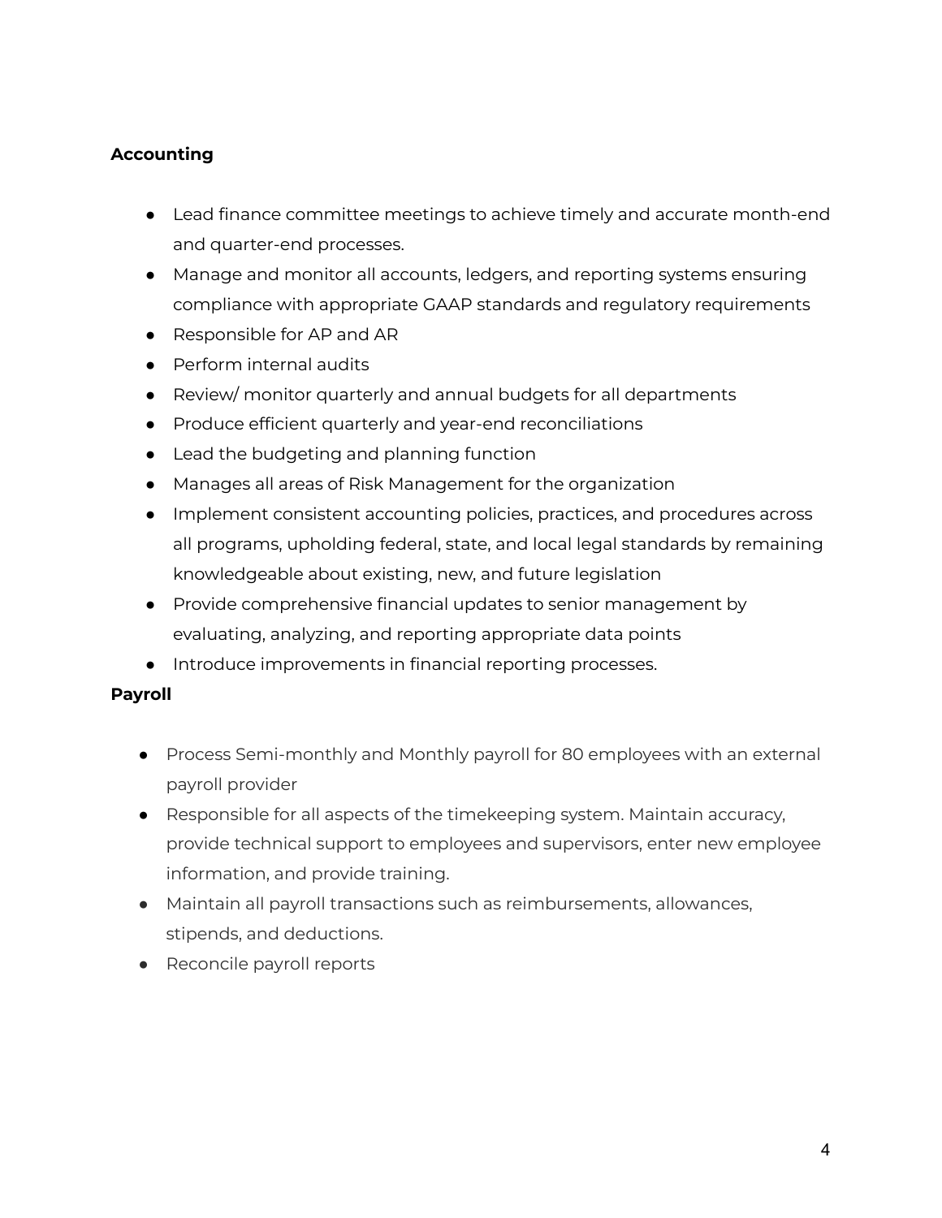**Accounting**

- Lead finance committee meetings to achieve timely and accurate month-end and quarter-end processes.
- Manage and monitor all accounts, ledgers, and reporting systems ensuring compliance with appropriate GAAP standards and regulatory requirements
- Responsible for AP and AR
- Perform internal audits
- Review/ monitor quarterly and annual budgets for all departments
- Produce efficient quarterly and year-end reconciliations
- Lead the budgeting and planning function
- Manages all areas of Risk Management for the organization
- Implement consistent accounting policies, practices, and procedures across all programs, upholding federal, state, and local legal standards by remaining knowledgeable about existing, new, and future legislation
- Provide comprehensive financial updates to senior management by evaluating, analyzing, and reporting appropriate data points
- Introduce improvements in financial reporting processes.

**Payroll**

- Process Semi-monthly and Monthly payroll for 80 employees with an external payroll provider
- Responsible for all aspects of the timekeeping system. Maintain accuracy, provide technical support to employees and supervisors, enter new employee information, and provide training.
- Maintain all payroll transactions such as reimbursements, allowances, stipends, and deductions.
- Reconcile payroll reports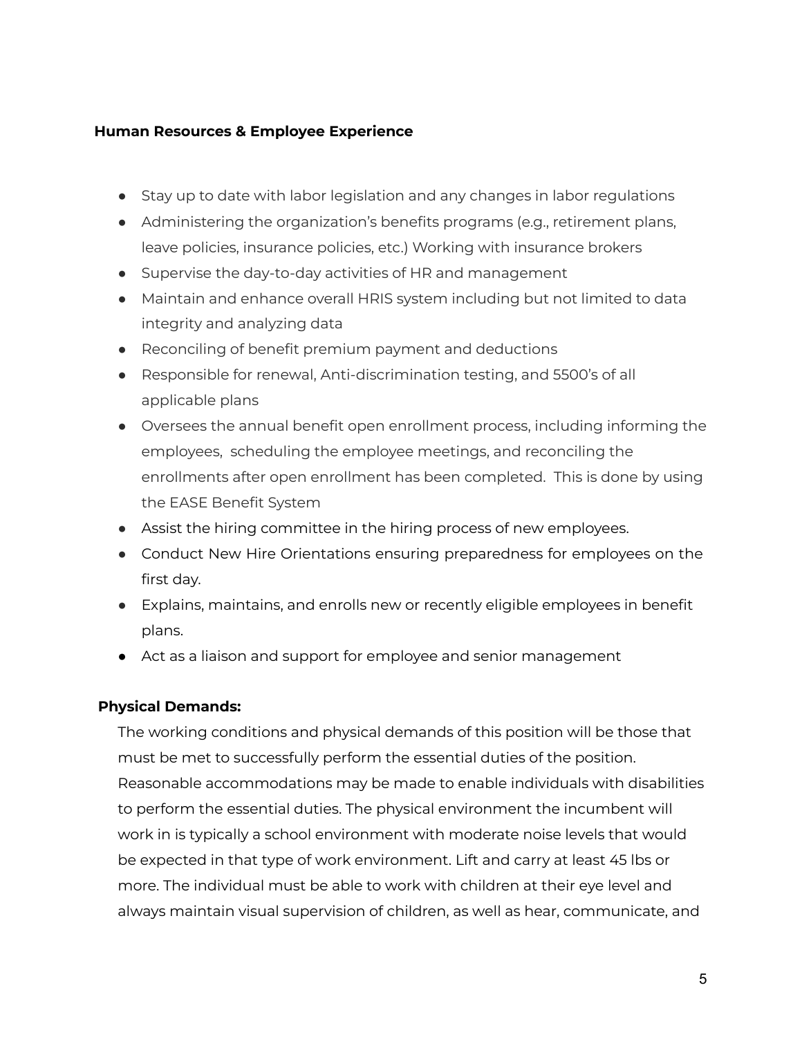**Human Resources & Employee Experience**

- Stay up to date with labor legislation and any changes in labor regulations
- Administering the organization's benefits programs (e.g., retirement plans, leave policies, insurance policies, etc.) Working with insurance brokers
- Supervise the day-to-day activities of HR and management
- Maintain and enhance overall HRIS system including but not limited to data integrity and analyzing data
- Reconciling of benefit premium payment and deductions
- Responsible for renewal, Anti-discrimination testing, and 5500's of all applicable plans
- Oversees the annual benefit open enrollment process, including informing the employees, scheduling the employee meetings, and reconciling the enrollments after open enrollment has been completed. This is done by using the EASE Benefit System
- Assist the hiring committee in the hiring process of new employees.
- Conduct New Hire Orientations ensuring preparedness for employees on the first day.
- Explains, maintains, and enrolls new or recently eligible employees in benefit plans.
- Act as a liaison and support for employee and senior management

**Physical Demands:**

The working conditions and physical demands of this position will be those that must be met to successfully perform the essential duties of the position. Reasonable accommodations may be made to enable individuals with disabilities to perform the essential duties. The physical environment the incumbent will work in is typically a school environment with moderate noise levels that would be expected in that type of work environment. Lift and carry at least 45 lbs or more. The individual must be able to work with children at their eye level and always maintain visual supervision of children, as well as hear, communicate, and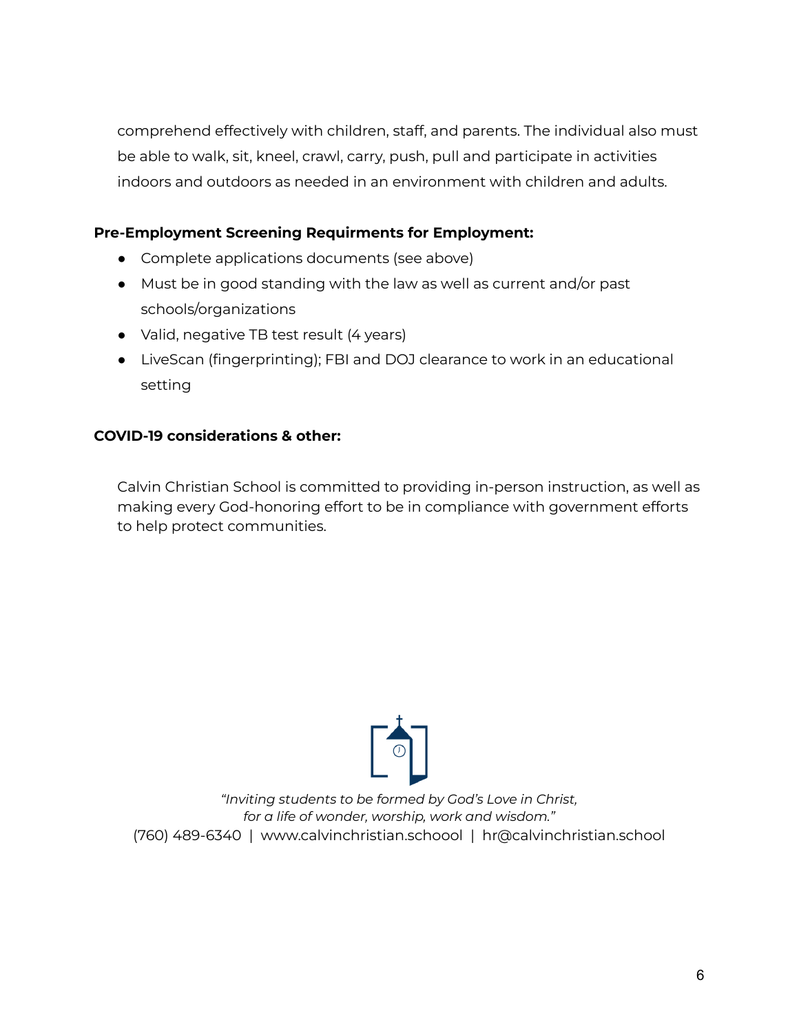comprehend effectively with children, staff, and parents. The individual also must be able to walk, sit, kneel, crawl, carry, push, pull and participate in activities indoors and outdoors as needed in an environment with children and adults.

**Pre-Employment Screening Requirments for Employment:**

- Complete applications documents (see above)
- Must be in good standing with the law as well as current and/or past schools/organizations
- Valid, negative TB test result (4 years)
- LiveScan (fingerprinting); FBI and DOJ clearance to work in an educational setting

**COVID-19 considerations & other:**

Calvin Christian School is committed to providing in-person instruction, as well as making every God-honoring effort to be in compliance with government efforts to help protect communities.

*"Inviting students to be formed by God's Love in Christ, for a life of wonder, worship, work and wisdom."*

(760) 489-6340 | www.calvinchristian.schoool | hr@calvinchristian.school